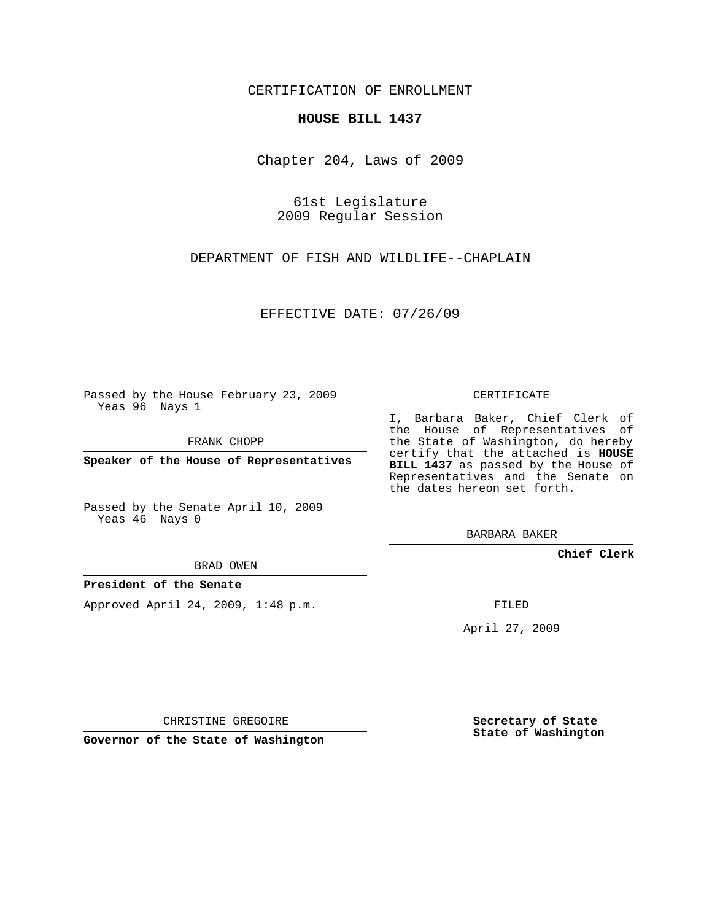CERTIFICATION OF ENROLLMENT

**HOUSE BILL 1437**

Chapter 204, Laws of 2009

61st Legislature
2009 Regular Session

DEPARTMENT OF FISH AND WILDLIFE--CHAPLAIN

EFFECTIVE DATE: 07/26/09

Passed by the House February 23, 2009
Yeas 96 Nays 1

FRANK CHOPP

**Speaker of the House of Representatives**

Passed by the Senate April 10, 2009
Yeas 46 Nays 0

BRAD OWEN

**President of the Senate**

Approved April 24, 2009, 1:48 p.m.

CHRISTINE GREGOIRE

**Governor of the State of Washington**

CERTIFICATE

I, Barbara Baker, Chief Clerk of the House of Representatives of the State of Washington, do hereby certify that the attached is **HOUSE BILL 1437** as passed by the House of Representatives and the Senate on the dates hereon set forth.

BARBARA BAKER

**Chief Clerk**

FILED

April 27, 2009

**Secretary of State**
**State of Washington**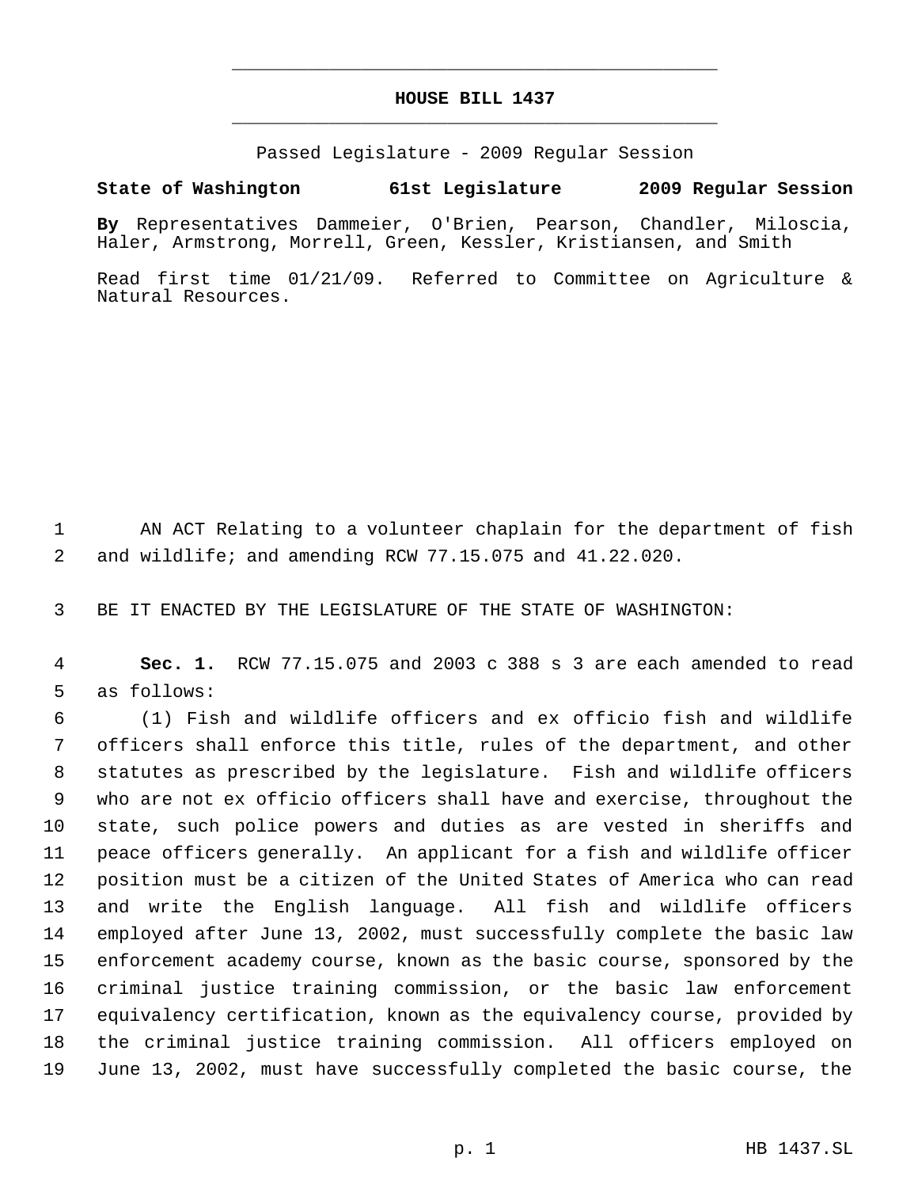# HOUSE BILL 1437

Passed Legislature - 2009 Regular Session

**State of Washington 61st Legislature 2009 Regular Session**

**By** Representatives Dammeier, O'Brien, Pearson, Chandler, Miloscia, Haler, Armstrong, Morrell, Green, Kessler, Kristiansen, and Smith

Read first time 01/21/09. Referred to Committee on Agriculture & Natural Resources.

AN ACT Relating to a volunteer chaplain for the department of fish and wildlife; and amending RCW 77.15.075 and 41.22.020.

BE IT ENACTED BY THE LEGISLATURE OF THE STATE OF WASHINGTON:

**Sec. 1.** RCW 77.15.075 and 2003 c 388 s 3 are each amended to read as follows:

(1) Fish and wildlife officers and ex officio fish and wildlife officers shall enforce this title, rules of the department, and other statutes as prescribed by the legislature. Fish and wildlife officers who are not ex officio officers shall have and exercise, throughout the state, such police powers and duties as are vested in sheriffs and peace officers generally. An applicant for a fish and wildlife officer position must be a citizen of the United States of America who can read and write the English language. All fish and wildlife officers employed after June 13, 2002, must successfully complete the basic law enforcement academy course, known as the basic course, sponsored by the criminal justice training commission, or the basic law enforcement equivalency certification, known as the equivalency course, provided by the criminal justice training commission. All officers employed on June 13, 2002, must have successfully completed the basic course, the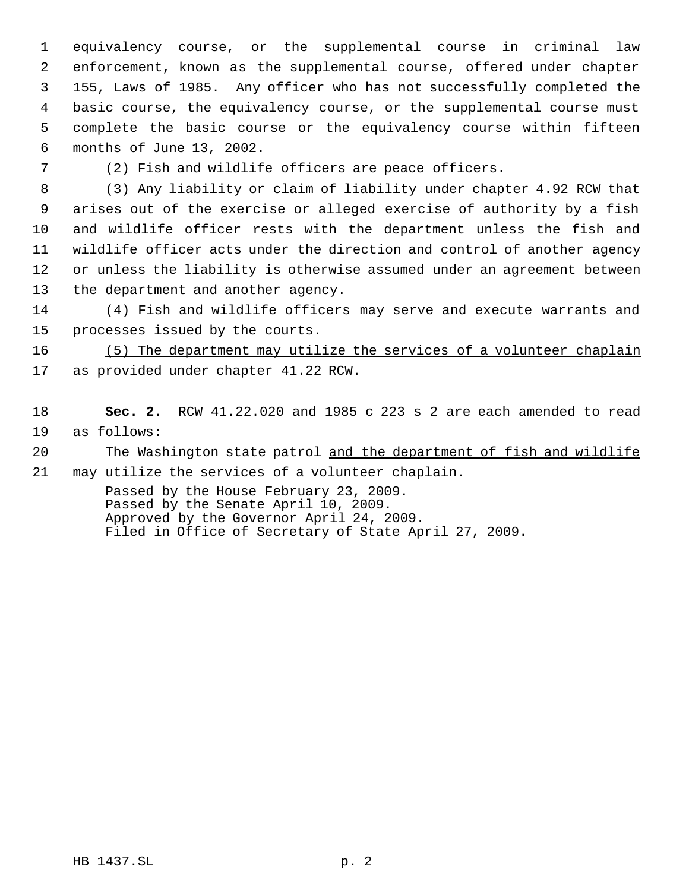equivalency course, or the supplemental course in criminal law enforcement, known as the supplemental course, offered under chapter 155, Laws of 1985. Any officer who has not successfully completed the basic course, the equivalency course, or the supplemental course must complete the basic course or the equivalency course within fifteen months of June 13, 2002.

(2) Fish and wildlife officers are peace officers.

(3) Any liability or claim of liability under chapter 4.92 RCW that arises out of the exercise or alleged exercise of authority by a fish and wildlife officer rests with the department unless the fish and wildlife officer acts under the direction and control of another agency or unless the liability is otherwise assumed under an agreement between the department and another agency.

(4) Fish and wildlife officers may serve and execute warrants and processes issued by the courts.

<u>(5) The department may utilize the services of a volunteer chaplain as provided under chapter 41.22 RCW.</u>

**Sec. 2.** RCW 41.22.020 and 1985 c 223 s 2 are each amended to read as follows:

The Washington state patrol <u>and the department of fish and wildlife</u> may utilize the services of a volunteer chaplain.

Passed by the House February 23, 2009.
Passed by the Senate April 10, 2009.
Approved by the Governor April 24, 2009.
Filed in Office of Secretary of State April 27, 2009.